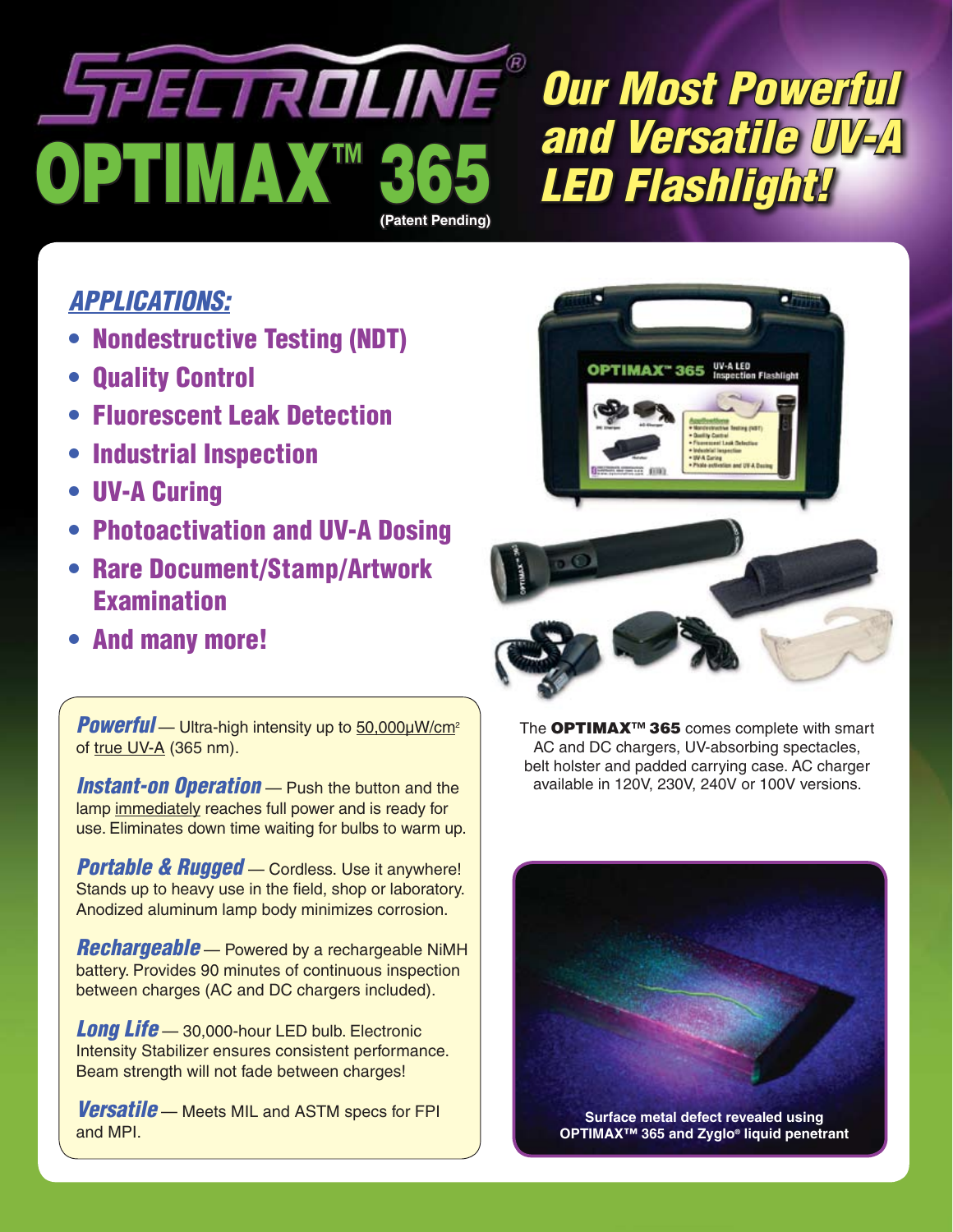# SPECTROLINE®

# OPTIMAX™ 365

(Patent Pending)

## Our Most Powerful and Versatile UV-A LED Flashlight!

### APPLICATIONS:

- **Nondestructive Testing (NDT)**
- **Quality Control**
- **Fluorescent Leak Detection**
- **Industrial Inspection**
- **UV-A Curing**
- **Photoactivation and UV-A Dosing**
- **Rare Document/Stamp/Artwork Examination**
- **And many more!**

***Powerful*** — Ultra-high intensity up to 50,000μW/cm² of true UV-A (365 nm).

***Instant-on Operation*** — Push the button and the lamp immediately reaches full power and is ready for use. Eliminates down time waiting for bulbs to warm up.

***Portable & Rugged*** — Cordless. Use it anywhere! Stands up to heavy use in the field, shop or laboratory. Anodized aluminum lamp body minimizes corrosion.

***Rechargeable*** — Powered by a rechargeable NiMH battery. Provides 90 minutes of continuous inspection between charges (AC and DC chargers included).

***Long Life*** — 30,000-hour LED bulb. Electronic Intensity Stabilizer ensures consistent performance. Beam strength will not fade between charges!

***Versatile*** — Meets MIL and ASTM specs for FPI and MPI.

The **OPTIMAX™ 365** comes complete with smart AC and DC chargers, UV-absorbing spectacles, belt holster and padded carrying case. AC charger available in 120V, 230V, 240V or 100V versions.

**Surface metal defect revealed using OPTIMAX™ 365 and Zyglo® liquid penetrant**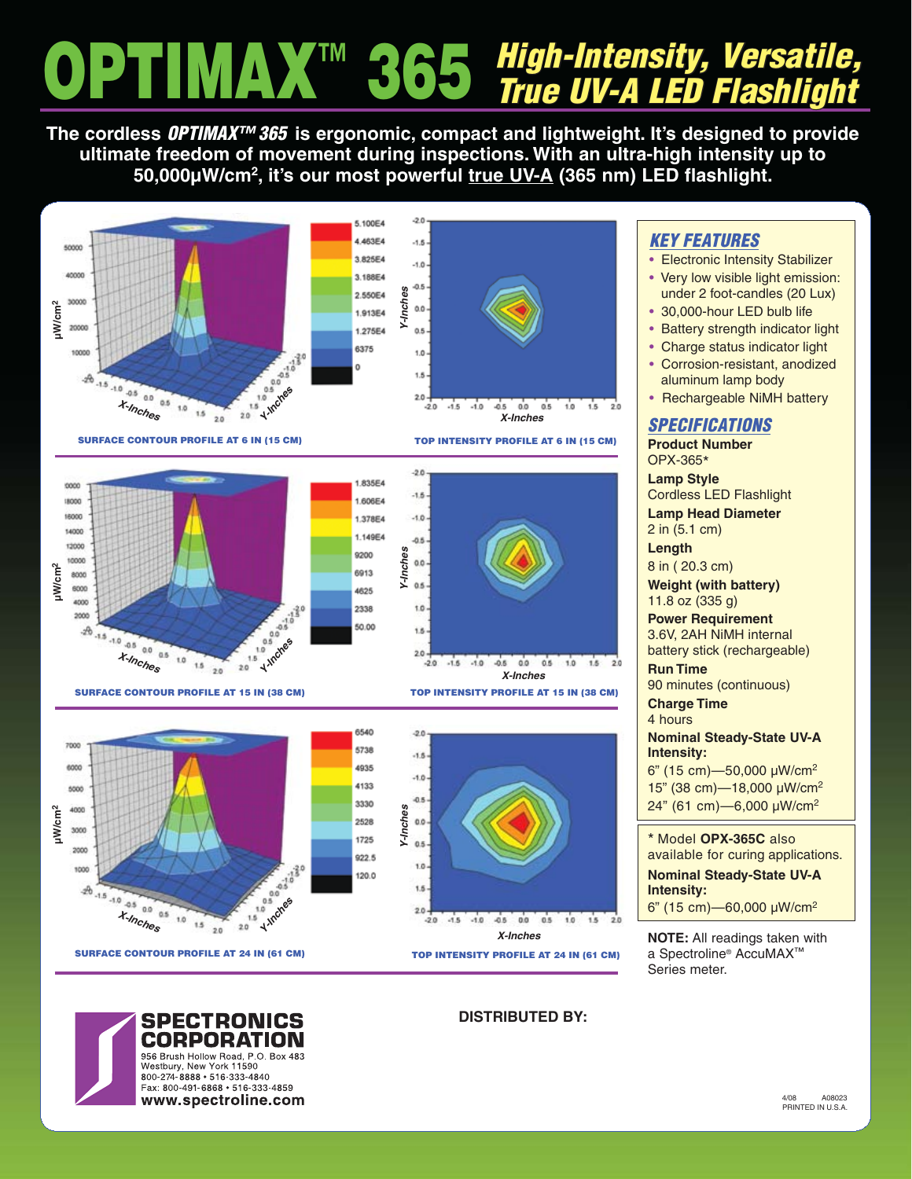# OPTIMAX™ 365 *High-Intensity, Versatile, True UV-A LED Flashlight*

**The cordless *OPTIMAX™ 365* is ergonomic, compact and lightweight. It's designed to provide ultimate freedom of movement during inspections. With an ultra-high intensity up to 50,000μW/cm², it's our most powerful true UV-A (365 nm) LED flashlight.**

SURFACE CONTOUR PROFILE AT 6 IN (15 CM)

TOP INTENSITY PROFILE AT 6 IN (15 CM)

SURFACE CONTOUR PROFILE AT 15 IN (38 CM)

TOP INTENSITY PROFILE AT 15 IN (38 CM)

SURFACE CONTOUR PROFILE AT 24 IN (61 CM)

TOP INTENSITY PROFILE AT 24 IN (61 CM)

## *KEY FEATURES*

- Electronic Intensity Stabilizer
- Very low visible light emission: under 2 foot-candles (20 Lux)
- 30,000-hour LED bulb life
- Battery strength indicator light
- Charge status indicator light
- Corrosion-resistant, anodized aluminum lamp body
- Rechargeable NiMH battery

## *SPECIFICATIONS*

**Product Number**
OPX-365*

**Lamp Style**
Cordless LED Flashlight

**Lamp Head Diameter**
2 in (5.1 cm)

**Length**
8 in ( 20.3 cm)

**Weight (with battery)**
11.8 oz (335 g)

**Power Requirement**
3.6V, 2AH NiMH internal battery stick (rechargeable)

**Run Time**
90 minutes (continuous)

**Charge Time**
4 hours

**Nominal Steady-State UV-A Intensity:**
6" (15 cm)—50,000 μW/cm²
15" (38 cm)—18,000 μW/cm²
24" (61 cm)—6,000 μW/cm²

\* Model **OPX-365C** also available for curing applications.

**Nominal Steady-State UV-A Intensity:**
6" (15 cm)—60,000 μW/cm²

**NOTE:** All readings taken with a Spectroline® AccuMAX™ Series meter.

**SPECTRONICS CORPORATION**
956 Brush Hollow Road, P.O. Box 483
Westbury, New York 11590
800-274-8888 • 516-333-4840
Fax: 800-491-6868 • 516-333-4859
**www.spectroline.com**

**DISTRIBUTED BY:**

4/08 A08023
PRINTED IN U.S.A.